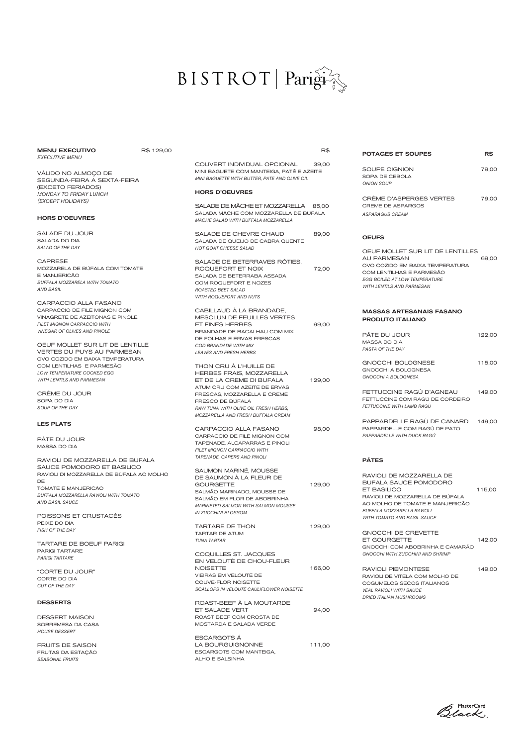# BISTROT | Parigi

## MENU EXECUTIVO — R$ 129,00

*EXECUTIVE MENU*

VÁLIDO NO ALMOÇO DE SEGUNDA-FEIRA A SEXTA-FEIRA (EXCETO FERIADOS)
*MONDAY TO FRIDAY LUNCH (EXCEPT HOLIDAYS)*

### HORS D'OEUVRES

SALADE DU JOUR
SALADA DO DIA
*SALAD OF THE DAY*

CAPRESE
MOZZARELA DE BÚFALA COM TOMATE E MANJERICÃO
*BUFFALA MOZZARELA WITH TOMATO AND BASIL*

CARPACCIO ALLA FASANO
CARPACCIO DE FILÉ MIGNON COM VINAGRETE DE AZEITONAS E PINOLE
*FILET MIGNON CARPACCIO WITH VINEGAR OF OLIVES AND PINOLE*

OEUF MOLLET SUR LIT DE LENTILLE VERTES DU PUYS AU PARMESAN
OVO COZIDO EM BAIXA TEMPERATURA COM LENTILHAS E PARMESÃO
*LOW TEMPERATURE COOKED EGG WITH LENTILS AND PARMESAN*

CRÈME DU JOUR
SOPA DO DIA
*SOUP OF THE DAY*

### LES PLATS

PÂTE DU JOUR
MASSA DO DIA

RAVIOLI DE MOZZARELLA DE BUFALA SAUCE POMODORO ET BASILICO
RAVIOLI DI MOZZARELLA DE BÚFALA AO MOLHO DE TOMATE E MANJERICÃO
*BUFFALA MOZZARELLA RAVIOLI WITH TOMATO AND BASIL SAUCE*

POISSONS ET CRUSTACÉS
PEIXE DO DIA
*FISH OF THE DAY*

TARTARE DE BOEUF PARIGI
PARIGI TARTARE
*PARIGI TARTARE*

"CORTE DU JOUR"
CORTE DO DIA
*CUT OF THE DAY*

### DESSERTS

DESSERT MAISON
SOBREMESA DA CASA
*HOUSE DESSERT*

FRUITS DE SAISON
FRUTAS DA ESTAÇÃO
*SEASONAL FRUITS*

---

| | R$ |
|---|---|
| COUVERT INDIVIDUAL OPCIONAL<br>MINI BAGUETE COM MANTEIGA, PATÊ E AZEITE<br>*MINI BAGUETTE WITH BUTTER, PATE AND OLIVE OIL* | 39,00 |

### HORS D'OEUVRES

| | R$ |
|---|---|
| SALADE DE MÂCHE ET MOZZARELLA<br>SALADA MÂCHE COM MOZZARELLA DE BÚFALA<br>*MÂCHE SALAD WITH BUFFALA MOZZARELLA* | 85,00 |
| SALADE DE CHEVRE CHAUD<br>SALADA DE QUEIJO DE CABRA QUENTE<br>*HOT GOAT CHEESE SALAD* | 89,00 |
| SALADE DE BETERRAVES RÔTIES, ROQUEFORT ET NOIX<br>SALADA DE BETERRABA ASSADA COM ROQUEFORT E NOZES<br>*ROASTED BEET SALAD WITH ROQUEFORT AND NUTS* | 72,00 |
| CABILLAUD À LA BRANDADE, MESCLUN DE FEUILLES VERTES ET FINES HERBES<br>BRANDADE DE BACALHAU COM MIX DE FOLHAS E ERVAS FRESCAS<br>*COD BRANDADE WITH MIX LEAVES AND FRESH HERBS* | 99,00 |
| THON CRU À L'HUILLE DE HERBES FRAIS, MOZZARELLA ET DE LA CREME DI BUFALA<br>ATUM CRU COM AZEITE DE ERVAS FRESCAS, MOZZARELLA E CREME FRESCO DE BÚFALA<br>*RAW TUNA WITH OLIVE OIL FRESH HERBS, MOZZARELLA AND FRESH BUFFALA CREAM* | 129,00 |
| CARPACCIO ALLA FASANO<br>CARPACCIO DE FILÉ MIGNON COM TAPENADE, ALCAPARRAS E PINOLI<br>*FILET MIGNON CARPACCIO WITH TAPENADE, CAPERS AND PINOLI* | 98,00 |
| SAUMON MARINÉ, MOUSSE DE SAUMON À LA FLEUR DE GOURGETTE<br>SALMÃO MARINADO, MOUSSE DE SALMÃO EM FLOR DE ABOBRINHA<br>*MARINETED SALMON WITH SALMON MOUSSE IN ZUCCHINI BLOSSOM* | 129,00 |
| TARTARE DE THON<br>TARTAR DE ATUM<br>*TUNA TARTAR* | 129,00 |
| COQUILLES ST. JACQUES EN VELOUTÉ DE CHOU-FLEUR NOISETTE<br>VIEIRAS EM VELOUTÉ DE COUVE-FLOR NOISETTE<br>*SCALLOPS IN VELOUTÉ CAULIFLOWER NOISETTE* | 166,00 |
| ROAST-BEEF À LA MOUTARDE ET SALADE VERT<br>ROAST BEEF COM CROSTA DE MOSTARDA E SALADA VERDE | 94,00 |
| ESCARGOTS Á LA BOURGUIGNONNE<br>ESCARGOTS COM MANTEIGA, ALHO E SALSINHA | 111,00 |

### POTAGES ET SOUPES

| | R$ |
|---|---|
| SOUPE OIGNION<br>SOPA DE CEBOLA<br>*ONION SOUP* | 79,00 |
| CRÈME D'ASPERGES VERTES<br>CREME DE ASPARGOS<br>*ASPARAGUS CREAM* | 79,00 |

### OEUFS

| | R$ |
|---|---|
| OEUF MOLLET SUR LIT DE LENTILLES AU PARMESAN<br>OVO COZIDO EM BAIXA TEMPERATURA COM LENTILHAS E PARMESÃO<br>*EGG BOILED AT LOW TEMPERATURE WITH LENTILS AND PARMESAN* | 69,00 |

### MASSAS ARTESANAIS FASANO PRODUTO ITALIANO

| | R$ |
|---|---|
| PÂTE DU JOUR<br>MASSA DO DIA<br>*PASTA OF THE DAY* | 122,00 |
| GNOCCHI BOLOGNESE<br>GNOCCHI A BOLOGNESA<br>*GNOCCHI A BOLOGNESA* | 115,00 |
| FETTUCCINE RAGÙ D'AGNEAU<br>FETTUCCINE COM RAGÙ DE CORDEIRO<br>*FETTUCCINE WITH LAMB RAGÙ* | 149,00 |
| PAPPARDELLE RAGÙ DE CANARD<br>PAPPARDELLE COM RAGÙ DE PATO<br>*PAPPARDELLE WITH DUCK RAGÙ* | 149,00 |

### PÂTES

| | R$ |
|---|---|
| RAVIOLI DE MOZZARELLA DE BUFALA SAUCE POMODORO ET BASILICO<br>RAVIOLI DE MOZZARELLA DE BÚFALA AO MOLHO DE TOMATE E MANJERICÃO<br>*BUFFALA MOZZARELLA RAVIOLI WITH TOMATO AND BASIL SAUCE* | 115,00 |
| GNOCCHI DE CREVETTE ET GOURGETTE<br>GNOCCHI COM ABOBRINHA E CAMARÃO<br>*GNOCCHI WITH ZUCCHINI AND SHRIMP* | 142,00 |
| RAVIOLI PIEMONTESE<br>RAVIOLI DE VITELA COM MOLHO DE COGUMELOS SECOS ITALIANOS<br>*VEAL RAVIOLI WITH SAUCE DRIED ITALIAN MUSHROOMS* | 149,00 |

MasterCard Black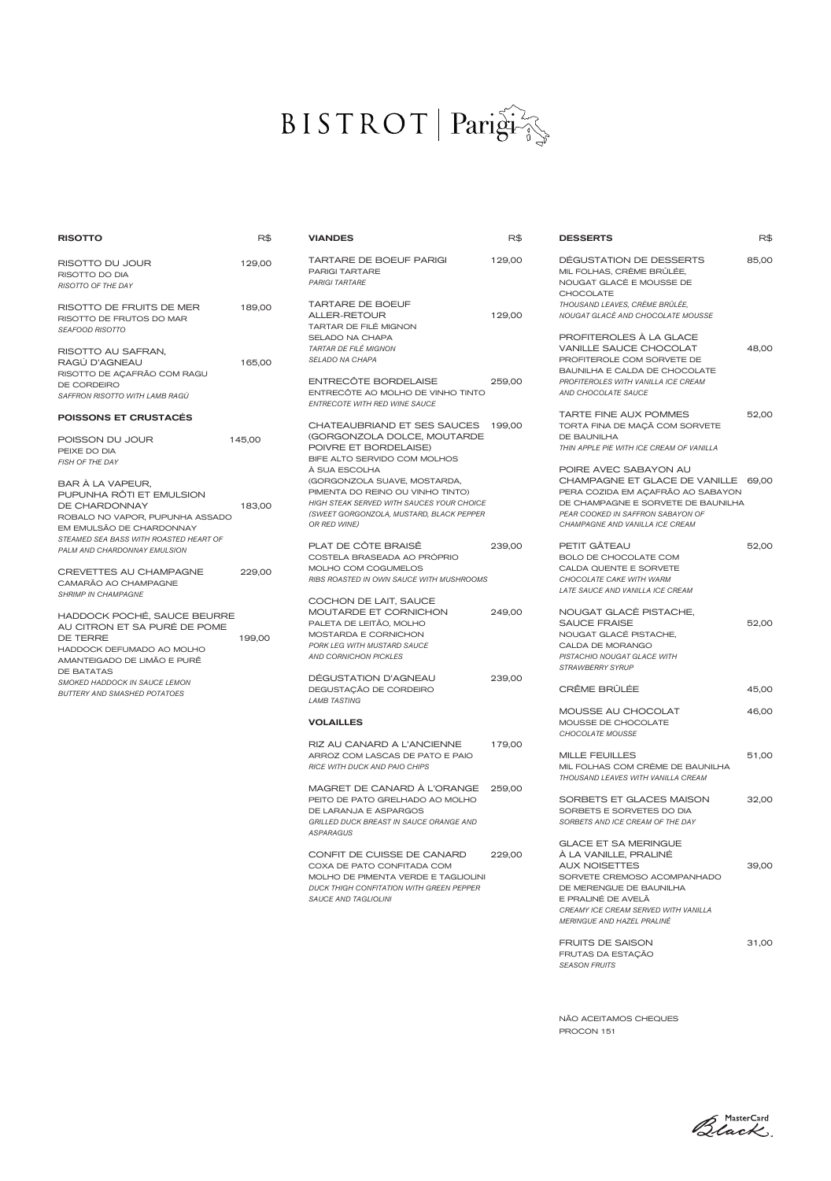# BISTROT | Parigi

## RISOTTO

| | R$ |
|---|---|
| RISOTTO DU JOUR<br>RISOTTO DO DIA<br>*RISOTTO OF THE DAY* | 129,00 |
| RISOTTO DE FRUITS DE MER<br>RISOTTO DE FRUTOS DO MAR<br>*SEAFOOD RISOTTO* | 189,00 |
| RISOTTO AU SAFRAN, RAGÙ D'AGNEAU<br>RISOTTO DE AÇAFRÃO COM RAGU DE CORDEIRO<br>*SAFFRON RISOTTO WITH LAMB RAGÙ* | 165,00 |

## POISSONS ET CRUSTACÉS

| | |
|---|---|
| POISSON DU JOUR<br>PEIXE DO DIA<br>*FISH OF THE DAY* | 145,00 |
| BAR À LA VAPEUR, PUPUNHA RÔTI ET EMULSION DE CHARDONNAY<br>ROBALO NO VAPOR, PUPUNHA ASSADO EM EMULSÃO DE CHARDONNAY<br>*STEAMED SEA BASS WITH ROASTED HEART OF PALM AND CHARDONNAY EMULSION* | 183,00 |
| CREVETTES AU CHAMPAGNE<br>CAMARÃO AO CHAMPAGNE<br>*SHRIMP IN CHAMPAGNE* | 229,00 |
| HADDOCK POCHÉ, SAUCE BEURRE AU CITRON ET SA PURÉ DE POME DE TERRE<br>HADDOCK DEFUMADO AO MOLHO AMANTEIGADO DE LIMÃO E PURÊ DE BATATAS<br>*SMOKED HADDOCK IN SAUCE LEMON BUTTERY AND SMASHED POTATOES* | 199,00 |

## VIANDES

| | R$ |
|---|---|
| TARTARE DE BOEUF PARIGI<br>PARIGI TARTARE<br>*PARIGI TARTARE* | 129,00 |
| TARTARE DE BOEUF ALLER-RETOUR<br>TARTAR DE FILÉ MIGNON SELADO NA CHAPA<br>*TARTAR DE FILÉ MIGNON SELADO NA CHAPA* | 129,00 |
| ENTRECÔTE BORDELAISE<br>ENTRECÔTE AO MOLHO DE VINHO TINTO<br>*ENTRECOTE WITH RED WINE SAUCE* | 259,00 |
| CHATEAUBRIAND ET SES SAUCES (GORGONZOLA DOLCE, MOUTARDE POIVRE ET BORDELAISE)<br>BIFE ALTO SERVIDO COM MOLHOS À SUA ESCOLHA (GORGONZOLA SUAVE, MOSTARDA, PIMENTA DO REINO OU VINHO TINTO)<br>*HIGH STEAK SERVED WITH SAUCES YOUR CHOICE (SWEET GORGONZOLA, MUSTARD, BLACK PEPPER OR RED WINE)* | 199,00 |
| PLAT DE CÔTE BRAISÊ<br>COSTELA BRASEADA AO PRÓPRIO MOLHO COM COGUMELOS<br>*RIBS ROASTED IN OWN SAUCE WITH MUSHROOMS* | 239,00 |
| COCHON DE LAIT, SAUCE MOUTARDE ET CORNICHON<br>PALETA DE LEITÃO, MOLHO MOSTARDA E CORNICHON<br>*PORK LEG WITH MUSTARD SAUCE AND CORNICHON PICKLES* | 249,00 |
| DÉGUSTATION D'AGNEAU<br>DEGUSTAÇÃO DE CORDEIRO<br>*LAMB TASTING* | 239,00 |

## VOLAILLES

| | |
|---|---|
| RIZ AU CANARD A L'ANCIENNE<br>ARROZ COM LASCAS DE PATO E PAIO<br>*RICE WITH DUCK AND PAIO CHIPS* | 179,00 |
| MAGRET DE CANARD À L'ORANGE<br>PEITO DE PATO GRELHADO AO MOLHO DE LARANJA E ASPARGOS<br>*GRILLED DUCK BREAST IN SAUCE ORANGE AND ASPARAGUS* | 259,00 |
| CONFIT DE CUISSE DE CANARD<br>COXA DE PATO CONFITADA COM MOLHO DE PIMENTA VERDE E TAGLIOLINI<br>*DUCK THIGH CONFITATION WITH GREEN PEPPER SAUCE AND TAGLIOLINI* | 229,00 |

## DESSERTS

| | R$ |
|---|---|
| DÉGUSTATION DE DESSERTS<br>MIL FOLHAS, CRÈME BRÛLÉE, NOUGAT GLACÊ E MOUSSE DE CHOCOLATE<br>*THOUSAND LEAVES, CRÈME BRÛLÉE, NOUGAT GLACÊ AND CHOCOLATE MOUSSE* | 85,00 |
| PROFITEROLES À LA GLACE VANILLE SAUCE CHOCOLAT<br>PROFITEROLE COM SORVETE DE BAUNILHA E CALDA DE CHOCOLATE<br>*PROFITEROLES WITH VANILLA ICE CREAM AND CHOCOLATE SAUCE* | 48,00 |
| TARTE FINE AUX POMMES<br>TORTA FINA DE MAÇÃ COM SORVETE DE BAUNILHA<br>*THIN APPLE PIE WITH ICE CREAM OF VANILLA* | 52,00 |
| POIRE AVEC SABAYON AU CHAMPAGNE ET GLACE DE VANILLE<br>PERA COZIDA EM AÇAFRÃO AO SABAYON DE CHAMPAGNE E SORVETE DE BAUNILHA<br>*PEAR COOKED IN SAFFRON SABAYON OF CHAMPAGNE AND VANILLA ICE CREAM* | 69,00 |
| PETIT GÂTEAU<br>BOLO DE CHOCOLATE COM CALDA QUENTE E SORVETE<br>*CHOCOLATE CAKE WITH WARM LATE SAUCE AND VANILLA ICE CREAM* | 52,00 |
| NOUGAT GLACÊ PISTACHE, SAUCE FRAISE<br>NOUGAT GLACÊ PISTACHE, CALDA DE MORANGO<br>*PISTACHIO NOUGAT GLACE WITH STRAWBERRY SYRUP* | 52,00 |
| CRÊME BRÛLÉE | 45,00 |
| MOUSSE AU CHOCOLAT<br>MOUSSE DE CHOCOLATE<br>*CHOCOLATE MOUSSE* | 46,00 |
| MILLE FEUILLES<br>MIL FOLHAS COM CRÈME DE BAUNILHA<br>*THOUSAND LEAVES WITH VANILLA CREAM* | 51,00 |
| SORBETS ET GLACES MAISON<br>SORBETS E SORVETES DO DIA<br>*SORBETS AND ICE CREAM OF THE DAY* | 32,00 |
| GLACE ET SA MERINGUE À LA VANILLE, PRALINÉ AUX NOISETTES<br>SORVETE CREMOSO ACOMPANHADO DE MERENGUE DE BAUNILHA E PRALINÊ DE AVELÃ<br>*CREAMY ICE CREAM SERVED WITH VANILLA MERINGUE AND HAZEL PRALINÊ* | 39,00 |
| FRUITS DE SAISON<br>FRUTAS DA ESTAÇÃO<br>*SEASON FRUITS* | 31,00 |

NÃO ACEITAMOS CHEQUES
PROCON 151

MasterCard Black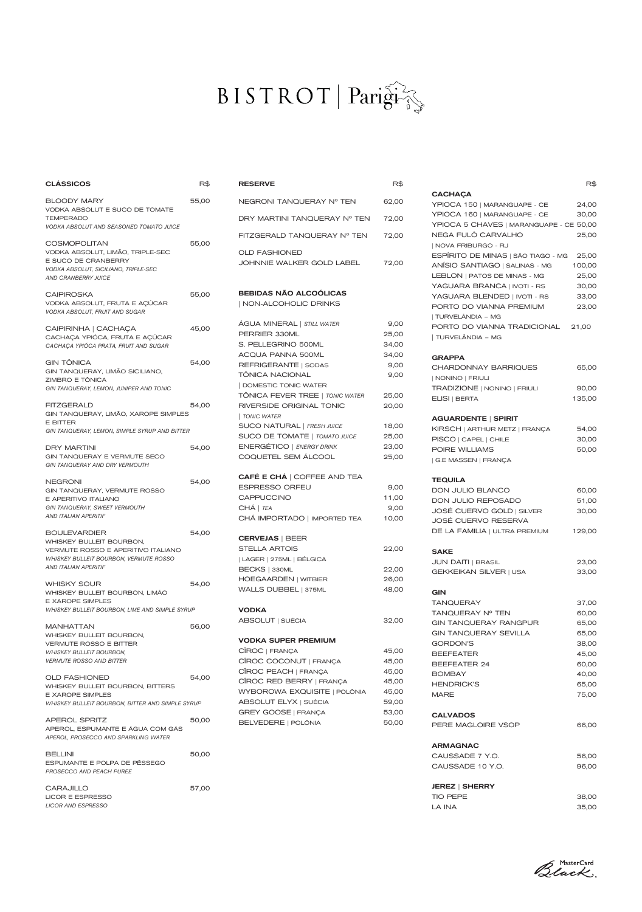# BISTROT | Parigi

## CLÁSSICOS

| CLÁSSICOS | R$ |
|---|---|
| BLOODY MARY<br>VODKA ABSOLUT E SUCO DE TOMATE TEMPERADO<br>*VODKA ABSOLUT AND SEASONED TOMATO JUICE* | 55,00 |
| COSMOPOLITAN<br>VODKA ABSOLUT, LIMÃO, TRIPLE-SEC E SUCO DE CRANBERRY<br>*VODKA ABSOLUT, SICILIANO, TRIPLE-SEC AND CRANBERRY JUICE* | 55,00 |
| CAIPIROSKA<br>VODKA ABSOLUT, FRUTA E AÇÚCAR<br>*VODKA ABSOLUT, FRUIT AND SUGAR* | 55,00 |
| CAIPIRINHA \| CACHAÇA<br>CACHAÇA YPIÓCA, FRUTA E AÇÚCAR<br>*CACHAÇA YPIÓCA PRATA, FRUIT AND SUGAR* | 45,00 |
| GIN TÔNICA<br>GIN TANQUERAY, LIMÃO SICILIANO, ZIMBRO E TÔNICA<br>*GIN TANQUERAY, LEMON, JUNIPER AND TONIC* | 54,00 |
| FITZGERALD<br>GIN TANQUERAY, LIMÃO, XAROPE SIMPLES E BITTER<br>*GIN TANQUERAY, LEMON, SIMPLE SYRUP AND BITTER* | 54,00 |
| DRY MARTINI<br>GIN TANQUERAY E VERMUTE SECO<br>*GIN TANQUERAY AND DRY VERMOUTH* | 54,00 |
| NEGRONI<br>GIN TANQUERAY, VERMUTE ROSSO E APERITIVO ITALIANO<br>*GIN TANQUERAY, SWEET VERMOUTH AND ITALIAN APERITIF* | 54,00 |
| BOULEVARDIER<br>WHISKEY BULLEIT BOURBON, VERMUTE ROSSO E APERITIVO ITALIANO<br>*WHISKEY BULLEIT BOURBON, VERMUTE ROSSO AND ITALIAN APERITIF* | 54,00 |
| WHISKY SOUR<br>WHISKEY BULLEIT BOURBON, LIMÃO E XAROPE SIMPLES<br>*WHISKEY BULLEIT BOURBON, LIME AND SIMPLE SYRUP* | 54,00 |
| MANHATTAN<br>WHISKEY BULLEIT BOURBON, VERMUTE ROSSO E BITTER<br>*WHISKEY BULLEIT BOURBON, VERMUTE ROSSO AND BITTER* | 56,00 |
| OLD FASHIONED<br>WHISKEY BULLEIT BOURBON, BITTERS E XAROPE SIMPLES<br>*WHISKEY BULLEIT BOURBON, BITTER AND SIMPLE SYRUP* | 54,00 |
| APEROL SPRITZ<br>APEROL, ESPUMANTE E ÁGUA COM GÁS<br>*APEROL, PROSECCO AND SPARKLING WATER* | 50,00 |
| BELLINI<br>ESPUMANTE E POLPA DE PÊSSEGO<br>*PROSECCO AND PEACH PUREE* | 50,00 |
| CARAJILLO<br>LICOR E ESPRESSO<br>*LICOR AND ESPRESSO* | 57,00 |

## RESERVE

| RESERVE | R$ |
|---|---|
| NEGRONI TANQUERAY Nº TEN | 62,00 |
| DRY MARTINI TANQUERAY Nº TEN | 72,00 |
| FITZGERALD TANQUERAY Nº TEN | 72,00 |
| OLD FASHIONED<br>JOHNNIE WALKER GOLD LABEL | 72,00 |

## BEBIDAS NÃO ALCOÓLICAS | NON-ALCOHOLIC DRINKS

| | R$ |
|---|---|
| ÁGUA MINERAL \| *STILL WATER* | 9,00 |
| PERRIER 330ML | 25,00 |
| S. PELLEGRINO 500ML | 34,00 |
| ACQUA PANNA 500ML | 34,00 |
| REFRIGERANTE \| SODAS | 9,00 |
| TÔNICA NACIONAL \| DOMESTIC TONIC WATER | 9,00 |
| TÔNICA FEVER TREE \| *TONIC WATER* | 25,00 |
| RIVERSIDE ORIGINAL TONIC \| *TONIC WATER* | 20,00 |
| SUCO NATURAL \| *FRESH JUICE* | 18,00 |
| SUCO DE TOMATE \| *TOMATO JUICE* | 25,00 |
| ENERGÉTICO \| *ENERGY DRINK* | 23,00 |
| COQUETEL SEM ÁLCOOL | 25,00 |

## CAFÉ E CHÁ | COFFEE AND TEA

| | R$ |
|---|---|
| ESPRESSO ORFEU | 9,00 |
| CAPPUCCINO | 11,00 |
| CHÁ \| *TEA* | 9,00 |
| CHÁ IMPORTADO \| IMPORTED TEA | 10,00 |

## CERVEJAS | BEER

| | R$ |
|---|---|
| STELLA ARTOIS \| LAGER \| 275ML \| BÉLGICA | 22,00 |
| BECKS \| 330ML | 22,00 |
| HOEGAARDEN \| WITBIER | 26,00 |
| WALLS DUBBEL \| 375ML | 48,00 |

## VODKA

| | R$ |
|---|---|
| ABSOLUT \| SUÉCIA | 32,00 |

## VODKA SUPER PREMIUM

| | R$ |
|---|---|
| CÎROC \| FRANÇA | 45,00 |
| CÎROC COCONUT \| FRANÇA | 45,00 |
| CÎROC PEACH \| FRANÇA | 45,00 |
| CÎROC RED BERRY \| FRANÇA | 45,00 |
| WYBOROWA EXQUISITE \| POLÔNIA | 45,00 |
| ABSOLUT ELYX \| SUÉCIA | 59,00 |
| GREY GOOSE \| FRANÇA | 53,00 |
| BELVEDERE \| POLÔNIA | 50,00 |

## CACHAÇA

| | R$ |
|---|---|
| YPIOCA 150 \| MARANGUAPE - CE | 24,00 |
| YPIOCA 160 \| MARANGUAPE - CE | 30,00 |
| YPIOCA 5 CHAVES \| MARANGUAPE - CE | 50,00 |
| NEGA FULÔ CARVALHO \| NOVA FRIBURGO - RJ | 25,00 |
| ESPÍRITO DE MINAS \| SÃO TIAGO - MG | 25,00 |
| ANÍSIO SANTIAGO \| SALINAS - MG | 100,00 |
| LEBLON \| PATOS DE MINAS - MG | 25,00 |
| YAGUARA BRANCA \| IVOTI - RS | 30,00 |
| YAGUARA BLENDED \| IVOTI - RS | 33,00 |
| PORTO DO VIANNA PREMIUM \| TURVELÂNDIA – MG | 23,00 |
| PORTO DO VIANNA TRADICIONAL \| TURVELÂNDIA – MG | 21,00 |

## GRAPPA

| | R$ |
|---|---|
| CHARDONNAY BARRIQUES \| NONINO \| FRIULI | 65,00 |
| TRADIZIONE \| NONINO \| FRIULI | 90,00 |
| ELISI \| BERTA | 135,00 |

## AGUARDENTE | SPIRIT

| | R$ |
|---|---|
| KIRSCH \| ARTHUR METZ \| FRANÇA | 54,00 |
| PISCO \| CAPEL \| CHILE | 30,00 |
| POIRE WILLIAMS \| G.E MASSEN \| FRANÇA | 50,00 |

## TEQUILA

| | R$ |
|---|---|
| DON JULIO BLANCO | 60,00 |
| DON JULIO REPOSADO | 51,00 |
| JOSÉ CUERVO GOLD \| SILVER | 30,00 |
| JOSÉ CUERVO RESERVA DE LA FAMILIA \| ULTRA PREMIUM | 129,00 |

## SAKE

| | R$ |
|---|---|
| JUN DAITI \| BRASIL | 23,00 |
| GEKKEIKAN SILVER \| USA | 33,00 |

## GIN

| | R$ |
|---|---|
| TANQUERAY | 37,00 |
| TANQUERAY Nº TEN | 60,00 |
| GIN TANQUERAY RANGPUR | 65,00 |
| GIN TANQUERAY SEVILLA | 65,00 |
| GORDON'S | 38,00 |
| BEEFEATER | 45,00 |
| BEEFEATER 24 | 60,00 |
| BOMBAY | 40,00 |
| HENDRICK'S | 65,00 |
| MARE | 75,00 |

## CALVADOS

| | R$ |
|---|---|
| PERE MAGLOIRE VSOP | 66,00 |

## ARMAGNAC

| | R$ |
|---|---|
| CAUSSADE 7 Y.O. | 56,00 |
| CAUSSADE 10 Y.O. | 96,00 |

## JEREZ | SHERRY

| | R$ |
|---|---|
| TIO PEPE | 38,00 |
| LA INA | 35,00 |

MasterCard Black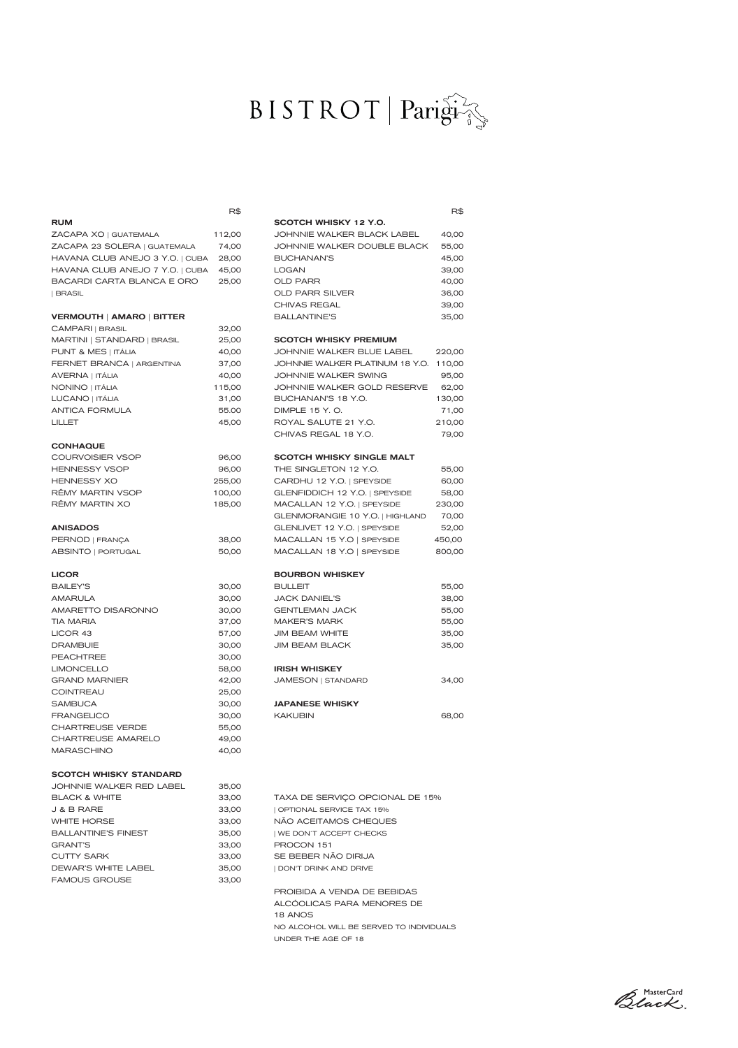# BISTROT | Parigi

| RUM | R$ |
|---|---|
| ZACAPA XO \| GUATEMALA | 112,00 |
| ZACAPA 23 SOLERA \| GUATEMALA | 74,00 |
| HAVANA CLUB ANEJO 3 Y.O. \| CUBA | 28,00 |
| HAVANA CLUB ANEJO 7 Y.O. \| CUBA | 45,00 |
| BACARDI CARTA BLANCA E ORO \| BRASIL | 25,00 |

| VERMOUTH \| AMARO \| BITTER | |
|---|---|
| CAMPARI \| BRASIL | 32,00 |
| MARTINI \| STANDARD \| BRASIL | 25,00 |
| PUNT & MES \| ITÁLIA | 40,00 |
| FERNET BRANCA \| ARGENTINA | 37,00 |
| AVERNA \| ITÁLIA | 40,00 |
| NONINO \| ITÁLIA | 115,00 |
| LUCANO \| ITÁLIA | 31,00 |
| ANTICA FORMULA | 55.00 |
| LILLET | 45,00 |

| CONHAQUE | |
|---|---|
| COURVOISIER VSOP | 96,00 |
| HENNESSY VSOP | 96,00 |
| HENNESSY XO | 255,00 |
| RÊMY MARTIN VSOP | 100,00 |
| RÊMY MARTIN XO | 185,00 |

| ANISADOS | |
|---|---|
| PERNOD \| FRANÇA | 38,00 |
| ABSINTO \| PORTUGAL | 50,00 |

| LICOR | |
|---|---|
| BAILEY'S | 30,00 |
| AMARULA | 30,00 |
| AMARETTO DISARONNO | 30,00 |
| TIA MARIA | 37,00 |
| LICOR 43 | 57,00 |
| DRAMBUIE | 30,00 |
| PEACHTREE | 30,00 |
| LIMONCELLO | 58,00 |
| GRAND MARNIER | 42,00 |
| COINTREAU | 25,00 |
| SAMBUCA | 30,00 |
| FRANGELICO | 30,00 |
| CHARTREUSE VERDE | 55,00 |
| CHARTREUSE AMARELO | 49,00 |
| MARASCHINO | 40,00 |

| SCOTCH WHISKY STANDARD | |
|---|---|
| JOHNNIE WALKER RED LABEL | 35,00 |
| BLACK & WHITE | 33,00 |
| J & B RARE | 33,00 |
| WHITE HORSE | 33,00 |
| BALLANTINE'S FINEST | 35,00 |
| GRANT'S | 33,00 |
| CUTTY SARK | 33,00 |
| DEWAR'S WHITE LABEL | 35,00 |
| FAMOUS GROUSE | 33,00 |

| SCOTCH WHISKY 12 Y.O. | R$ |
|---|---|
| JOHNNIE WALKER BLACK LABEL | 40,00 |
| JOHNNIE WALKER DOUBLE BLACK | 55,00 |
| BUCHANAN'S | 45,00 |
| LOGAN | 39,00 |
| OLD PARR | 40,00 |
| OLD PARR SILVER | 36,00 |
| CHIVAS REGAL | 39,00 |
| BALLANTINE'S | 35,00 |

| SCOTCH WHISKY PREMIUM | |
|---|---|
| JOHNNIE WALKER BLUE LABEL | 220,00 |
| JOHNNIE WALKER PLATINUM 18 Y.O. | 110,00 |
| JOHNNIE WALKER SWING | 95,00 |
| JOHNNIE WALKER GOLD RESERVE | 62,00 |
| BUCHANAN'S 18 Y.O. | 130,00 |
| DIMPLE 15 Y. O. | 71,00 |
| ROYAL SALUTE 21 Y.O. | 210,00 |
| CHIVAS REGAL 18 Y.O. | 79,00 |

| SCOTCH WHISKY SINGLE MALT | |
|---|---|
| THE SINGLETON 12 Y.O. | 55,00 |
| CARDHU 12 Y.O. \| SPEYSIDE | 60,00 |
| GLENFIDDICH 12 Y.O. \| SPEYSIDE | 58,00 |
| MACALLAN 12 Y.O. \| SPEYSIDE | 230,00 |
| GLENMORANGIE 10 Y.O. \| HIGHLAND | 70,00 |
| GLENLIVET 12 Y.O. \| SPEYSIDE | 52,00 |
| MACALLAN 15 Y.O \| SPEYSIDE | 450,00 |
| MACALLAN 18 Y.O \| SPEYSIDE | 800,00 |

| BOURBON WHISKEY | |
|---|---|
| BULLEIT | 55,00 |
| JACK DANIEL'S | 38,00 |
| GENTLEMAN JACK | 55,00 |
| MAKER'S MARK | 55,00 |
| JIM BEAM WHITE | 35,00 |
| JIM BEAM BLACK | 35,00 |

| IRISH WHISKEY | |
|---|---|
| JAMESON \| STANDARD | 34,00 |

| JAPANESE WHISKY | |
|---|---|
| KAKUBIN | 68,00 |

TAXA DE SERVIÇO OPCIONAL DE 15%
| OPTIONAL SERVICE TAX 15%
NÃO ACEITAMOS CHEQUES
| WE DON'T ACCEPT CHECKS
PROCON 151
SE BEBER NÃO DIRIJA
| DON'T DRINK AND DRIVE

PROIBIDA A VENDA DE BEBIDAS ALCÓOLICAS PARA MENORES DE 18 ANOS
NO ALCOHOL WILL BE SERVED TO INDIVIDUALS UNDER THE AGE OF 18

MasterCard Black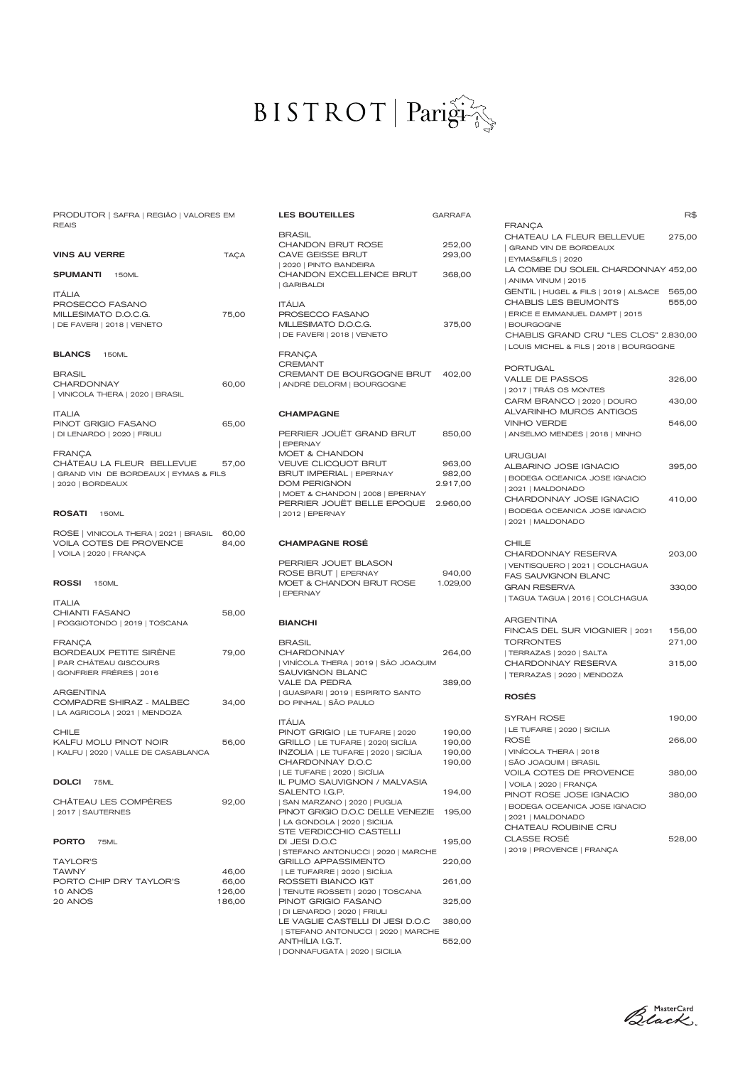# BISTROT | Parigi

PRODUTOR | SAFRA | REGIÃO | VALORES EM REAIS

## VINS AU VERRE

TAÇA

### SPUMANTI 150ML

ITÁLIA

PROSECCO FASANO MILLESIMATO D.O.C.G. | DE FAVERI | 2018 | VENETO — 75,00

### BLANCS 150ML

BRASIL

CHARDONNAY | VINICOLA THERA | 2020 | BRASIL — 60,00

ITALIA

PINOT GRIGIO FASANO | DI LENARDO | 2020 | FRIULI — 65,00

FRANÇA

CHÂTEAU LA FLEUR BELLEVUE | GRAND VIN DE BORDEAUX | EYMAS & FILS | 2020 | BORDEAUX — 57,00

### ROSATI 150ML

ROSE | VINICOLA THERA | 2021 | BRASIL — 60,00

VOILA COTES DE PROVENCE | VOILA | 2020 | FRANÇA — 84,00

### ROSSI 150ML

ITALIA

CHIANTI FASANO | POGGIOTONDO | 2019 | TOSCANA — 58,00

FRANÇA

BORDEAUX PETITE SIRÈNE | PAR CHÂTEAU GISCOURS | GONFRIER FRÉRES | 2016 — 79,00

ARGENTINA

COMPADRE SHIRAZ - MALBEC | LA AGRICOLA | 2021 | MENDOZA — 34,00

CHILE

KALFU MOLU PINOT NOIR | KALFU | 2020 | VALLE DE CASABLANCA — 56,00

### DOLCI 75ML

CHÂTEAU LES COMPÈRES | 2017 | SAUTERNES — 92,00

### PORTO 75ML

TAYLOR'S

TAWNY — 46,00

PORTO CHIP DRY TAYLOR'S — 66,00

10 ANOS — 126,00

20 ANOS — 186,00

## LES BOUTEILLES

GARRAFA

BRASIL

CHANDON BRUT ROSE — 252,00

CAVE GEISSE BRUT | 2020 | PINTO BANDEIRA — 293,00

CHANDON EXCELLENCE BRUT | GARIBALDI — 368,00

ITÁLIA

PROSECCO FASANO MILLESIMATO D.O.C.G. | DE FAVERI | 2018 | VENETO — 375,00

FRANÇA

CREMANT

CREMANT DE BOURGOGNE BRUT | ANDRÉ DELORM | BOURGOGNE — 402,00

### CHAMPAGNE

PERRIER JOUËT GRAND BRUT | EPERNAY — 850,00

MOET & CHANDON

VEUVE CLICQUOT BRUT — 963,00

BRUT IMPERIAL | EPERNAY — 982,00

DOM PERIGNON | MOET & CHANDON | 2008 | EPERNAY — 2.917,00

PERRIER JOUËT BELLE EPOQUE | 2012 | EPERNAY — 2.960,00

### CHAMPAGNE ROSÉ

PERRIER JOUET BLASON ROSE BRUT | EPERNAY — 940,00

MOET & CHANDON BRUT ROSE | EPERNAY — 1.029,00

### BIANCHI

BRASIL

CHARDONNAY | VINÍCOLA THERA | 2019 | SÃO JOAQUIM — 264,00

SAUVIGNON BLANC VALE DA PEDRA | GUASPARI | 2019 | ESPIRITO SANTO DO PINHAL | SÃO PAULO — 389,00

ITÁLIA

PINOT GRIGIO | LE TUFARE | 2020 — 190,00

GRILLO | LE TUFARE | 2020| SICÍLIA — 190,00

INZOLIA | LE TUFARE | 2020 | SICÍLIA — 190,00

CHARDONNAY D.O.C | LE TUFARE | 2020 | SICÍLIA — 190,00

IL PUMO SAUVIGNON / MALVASIA SALENTO I.G.P. | SAN MARZANO | 2020 | PUGLIA — 194,00

PINOT GRIGIO D.O.C DELLE VENEZIE | LA GONDOLA | 2020 | SICILIA — 195,00

STE VERDICCHIO CASTELLI DI JESI D.O.C | STEFANO ANTONUCCI | 2020 | MARCHE — 195,00

GRILLO APPASSIMENTO | LE TUFARRE | 2020 | SICÍLIA — 220,00

ROSSETI BIANCO IGT | TENUTE ROSSETI | 2020 | TOSCANA — 261,00

PINOT GRIGIO FASANO | DI LENARDO | 2020 | FRIULI — 325,00

LE VAGLIE CASTELLI DI JESI D.O.C | STEFANO ANTONUCCI | 2020 | MARCHE — 380,00

ANTHÍLIA I.G.T. | DONNAFUGATA | 2020 | SICILIA — 552,00

R$

FRANÇA

CHATEAU LA FLEUR BELLEVUE | GRAND VIN DE BORDEAUX | EYMAS&FILS | 2020 — 275,00

LA COMBE DU SOLEIL CHARDONNAY | ANIMA VINUM | 2015 — 452,00

GENTIL | HUGEL & FILS | 2019 | ALSACE — 565,00

CHABLIS LES BEUMONTS | ERICE E EMMANUEL DAMPT | 2015 | BOURGOGNE — 555,00

CHABLIS GRAND CRU "LES CLOS" | LOUIS MICHEL & FILS | 2018 | BOURGOGNE — 2.830,00

PORTUGAL

VALLE DE PASSOS | 2017 | TRÁS OS MONTES — 326,00

CARM BRANCO | 2020 | DOURO — 430,00

ALVARINHO MUROS ANTIGOS VINHO VERDE | ANSELMO MENDES | 2018 | MINHO — 546,00

URUGUAI

ALBARINO JOSE IGNACIO | BODEGA OCEANICA JOSE IGNACIO | 2021 | MALDONADO — 395,00

CHARDONNAY JOSE IGNACIO | BODEGA OCEANICA JOSE IGNACIO | 2021 | MALDONADO — 410,00

CHILE

CHARDONNAY RESERVA | VENTISQUERO | 2021 | COLCHAGUA — 203,00

FAS SAUVIGNON BLANC GRAN RESERVA | TAGUA TAGUA | 2016 | COLCHAGUA — 330,00

ARGENTINA

FINCAS DEL SUR VIOGNIER | 2021 — 156,00

TORRONTES | TERRAZAS | 2020 | SALTA — 271,00

CHARDONNAY RESERVA | TERRAZAS | 2020 | MENDOZA — 315,00

### ROSÉS

SYRAH ROSE | LE TUFARE | 2020 | SICILIA — 190,00

ROSÉ | VINÍCOLA THERA | 2018 | SÃO JOAQUIM | BRASIL — 266,00

VOILA COTES DE PROVENCE | VOILA | 2020 | FRANÇA — 380,00

PINOT ROSE JOSE IGNACIO | BODEGA OCEANICA JOSE IGNACIO | 2021 | MALDONADO — 380,00

CHATEAU ROUBINE CRU CLASSE ROSÉ | 2019 | PROVENCE | FRANÇA — 528,00

MasterCard Black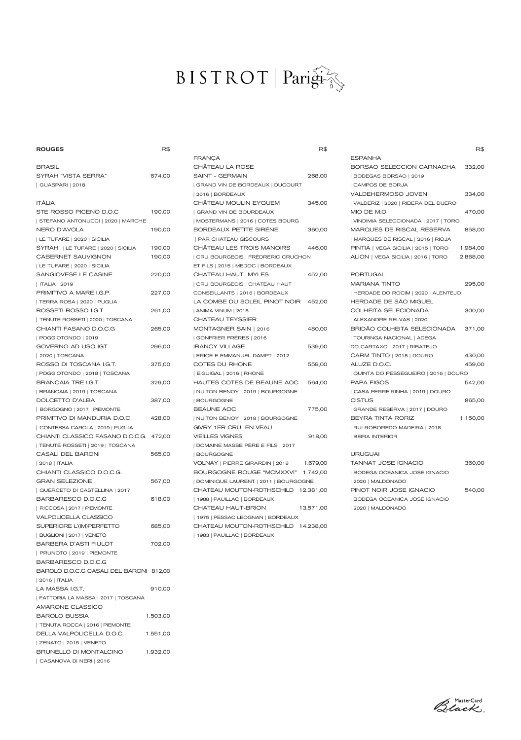# BISTROT | Parigi

**ROUGES** R$

BRASIL

SYRAH "VISTA SERRA" 674,00
| GUASPARI | 2018

ITÁLIA

STE ROSSO PICENO D.O.C 190,00
| STEFANO ANTONUCCI | 2020 | MARCHE

NERO D'AVOLA 190,00
| LE TUFARE | 2020 | SICILIA

SYRAH | LE TUFARE | 2020 | SICILIA 190,00

CABERNET SAUVIGNON 190,00
| LE TUFARE | 2020 | SICILIA

SANGIOVESE LE CASINE 220,00
| ITALIA | 2019

PRIMITIVO A MARE I.G.P. 227,00
| TERRA ROSA | 2020 | PUGLIA

ROSSETI ROSSO I.G.T 261,00
| TENUTE ROSSETI | 2020 | TOSCANA

CHIANTI FASANO D.O.C.G 265,00
| POGGIOTONDO | 2019

GOVERNO AD USO IGT 296,00
| 2020 | TOSCANA

ROSSO DI TOSCANA I.G.T. 375,00
| POGGIOTONDO | 2018 | TOSCANA

BRANCAIA TRE I.G.T. 329,00
| BRANCAIA | 2019 | TOSCANA

DOLCETTO D'ALBA 387,00
| BORGOGNO | 2017 | PIEMONTE

PRIMITIVO DI MANDURIA D.O.C 428,00
| CONTESSA CAROLA | 2019 | PUGLIA

CHIANTI CLASSICO FASANO D.O.C.G. 472,00
| TENUTE ROSSETI | 2019 | TOSCANA

CASALI DEL BARONI 565,00
| 2018 | ITALIA

CHIANTI CLASSICO D.O.C.G.
GRAN SELEZIONE 567,00
| QUERCETO DI CASTELLINA | 2017

BARBARESCO D.O.C.G 618,00
| RICCOSA | 2017 | PIEMONTE

VALPOLICELLA CLASSICO
SUPERIORE L'(IM)PERFETTO 685,00
| BUGLIONI | 2017 | VENETO

BARBERA D'ASTI FIULOT 702,00
| PRUNOTO | 2019 | PIEMONTE

BARBARESCO D.O.C.G
BAROLO D.O.C.G CASALI DEL BARONI 812,00
| 2016 | ITALIA

LA MASSA I.G.T. 910,00
| FATTORIA LA MASSA | 2017 | TOSCANA

AMARONE CLASSICO
BAROLO BUSSIA 1.503,00
| TENUTA ROCCA | 2016 | PIEMONTE

DELLA VALPOLICELLA D.O.C. 1.551,00
| ZENATO | 2015 | VENETO

BRUNELLO DI MONTALCINO 1.932,00
| CASANOVA DI NERI | 2016

R$

FRANÇA

CHÂTEAU LA ROSE
SAINT - GERMAIN 268,00
| GRAND VIN DE BORDEAUX | DUCOURT
| 2016 | BORDEAUX

CHÂTEAU MOULIN EYQUEM 345,00
| GRAND VIN DE BOURDEAUX
| MOSTERMANS | 2016 | COTES BOURG

BORDEAUX PETITE SIRÈNE 360,00
| PAR CHÂTEAU GISCOURS

CHÂTEAU LES TROIS MANOIRS 446,00
| CRU BOURGEOIS | FRÈDRÉRIC CRUCHON
ET FILS | 2015 | MEDOC | BORDEAUX

CHATEAU HAUT- MYLES 452,00
| CRU BOURGEOIS | CHATEAU HAUT
CONSEILLANTS | 2016 | BORDEAUX

LA COMBE DU SOLEIL PINOT NOIR 452,00
| ANIMA VINUM | 2016

CHATEAU TEYSSIER
MONTAGNER SAIN | 2016 480,00
| GONFRIER FRÈRES | 2016

IRANCY VILLAGE 539,00
| ERICE E EMMANUEL DAMPT | 2012

COTES DU RHONE 559,00
| E.GUIGAL | 2016 | RHONE

HAUTES COTES DE BEAUNE AOC 564,00
| NUITON BENOY | 2019 | BOURGOGNE
| BOURGOGNE

BEAUNE AOC 775,00
| NUITON BENOY | 2018 | BOURGOGNE

GIVRY 1ER CRU -EN VEAU
VIEILLES VIGNES 918,00
| DOMAINE MASSE PÈRE E FILS | 2017
| BOURGOGNE

VOLNAY | PIERRE GIRARDIN | 2018 1.679,00

BOURGOGNE ROUGE "MCMXXVI" 1.742,00
| DOMINIQUE LAURENT | 2011 | BOURGOGNE

CHATEAU MOUTON-ROTHSCHILD 12.381,00
| 1988 | PAUILLAC | BORDEAUX

CHATEAU HAUT-BRION 13.571,00
| 1975 | PESSAC LEOGNAN | BORDEAUX

CHATEAU MOUTON-ROTHSCHILD 14.238,00
| 1983 | PAUILLAC | BORDEAUX

R$

ESPANHA

BORSAO SELECCION GARNACHA 332,00
| BODEGAS BORSAO | 2019
| CAMPOS DE BORJA

VALDEHERMOSO JOVEN 334,00
| VALDERIZ | 2020 | RIBERA DEL DUERO

MIO DE M.O 470,00
| VINDIMIA SELECCIONADA | 2017 | TORO

MARQUES DE RISCAL RESERVA 858,00
| MARQUES DE RISCAL | 2016 | RIOJA

PINTIA | VEGA SICILIA | 2015 | TORO 1.984,00

ALION | VEGA SICILIA | 2016 | TORO 2.868,00

PORTUGAL

MARIANA TINTO 295,00
| HERDADE DO ROCIM | 2020 | ALENTEJO

HERDADE DE SÃO MIGUEL
COLHEITA SELECIONADA 300,00
| ALEXANDRE RELVAS | 2020

BRIDÃO COLHEITA SELECIONADA 371,00
| TOURINGA NACIONAL | ADEGA
DO CARTAXO | 2017 | RIBATEJO

CARM TINTO | 2018 | DOURO 430,00

ALUZE D.O.C. 459,00
| QUINTA DO PESSEGUEIRO | 2016 | DOURO

PAPA FIGOS 542,00
| CASA FERREIRINHA | 2019 | DOURO

CISTUS 865,00
| GRANDE RESERVA | 2017 | DOURO

BEYRA TINTA RORIZ 1.150,00
| RUI ROBOREDO MADEIRA | 2018
| BEIRA INTERIOR

URUGUAI

TANNAT JOSE IGNACIO 360,00
| BODEGA OCEANICA JOSE IGNACIO
| 2020 | MALDONADO

PINOT NOIR JOSE IGNACIO 540,00
| BODEGA OCEANICA JOSE IGNACIO
| 2020 | MALDONADO

MasterCard Black.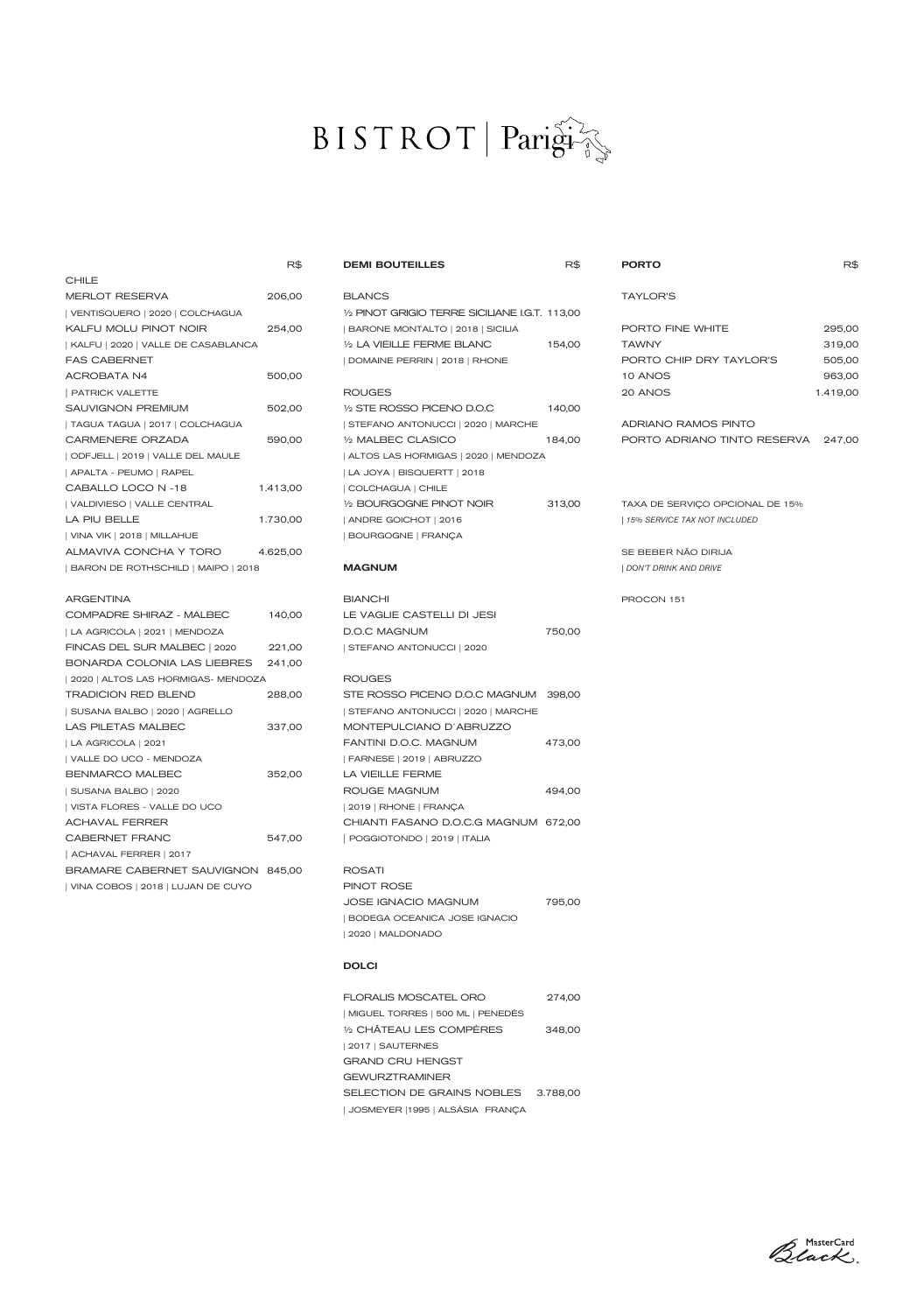# BISTROT | Parigi

## CHILE

| | R$ |
|---|---|
| MERLOT RESERVA | 206,00 |
| \| VENTISQUERO \| 2020 \| COLCHAGUA | |
| KALFU MOLU PINOT NOIR | 254,00 |
| \| KALFU \| 2020 \| VALLE DE CASABLANCA | |
| FAS CABERNET | |
| ACROBATA N4 | 500,00 |
| \| PATRICK VALETTE | |
| SAUVIGNON PREMIUM | 502,00 |
| \| TAGUA TAGUA \| 2017 \| COLCHAGUA | |
| CARMENERE ORZADA | 590,00 |
| \| ODFJELL \| 2019 \| VALLE DEL MAULE | |
| \| APALTA - PEUMO \| RAPEL | |
| CABALLO LOCO N -18 | 1.413,00 |
| \| VALDIVIESO \| VALLE CENTRAL | |
| LA PIU BELLE | 1.730,00 |
| \| VINA VIK \| 2018 \| MILLAHUE | |
| ALMAVIVA CONCHA Y TORO | 4.625,00 |
| \| BARON DE ROTHSCHILD \| MAIPO \| 2018 | |

## ARGENTINA

| | R$ |
|---|---|
| COMPADRE SHIRAZ - MALBEC | 140,00 |
| \| LA AGRICOLA \| 2021 \| MENDOZA | |
| FINCAS DEL SUR MALBEC \| 2020 | 221,00 |
| BONARDA COLONIA LAS LIEBRES | 241,00 |
| \| 2020 \| ALTOS LAS HORMIGAS- MENDOZA | |
| TRADICION RED BLEND | 288,00 |
| \| SUSANA BALBO \| 2020 \| AGRELLO | |
| LAS PILETAS MALBEC | 337,00 |
| \| LA AGRICOLA \| 2021 | |
| \| VALLE DO UCO - MENDOZA | |
| BENMARCO MALBEC | 352,00 |
| \| SUSANA BALBO \| 2020 | |
| \| VISTA FLORES - VALLE DO UCO | |
| ACHAVAL FERRER | |
| CABERNET FRANC | 547,00 |
| \| ACHAVAL FERRER \| 2017 | |
| BRAMARE CABERNET SAUVIGNON | 845,00 |
| \| VINA COBOS \| 2018 \| LUJAN DE CUYO | |

## DEMI BOUTEILLES

| | R$ |
|---|---|
| **BLANCS** | |
| ½ PINOT GRIGIO TERRE SICILIANE I.G.T. | 113,00 |
| \| BARONE MONTALTO \| 2018 \| SICILIA | |
| ½ LA VIEILLE FERME BLANC | 154,00 |
| \| DOMAINE PERRIN \| 2018 \| RHONE | |
| **ROUGES** | |
| ½ STE ROSSO PICENO D.O.C | 140,00 |
| \| STEFANO ANTONUCCI \| 2020 \| MARCHE | |
| ½ MALBEC CLASICO | 184,00 |
| \| ALTOS LAS HORMIGAS \| 2020 \| MENDOZA | |
| \| LA JOYA \| BISQUERTT \| 2018 | |
| \| COLCHAGUA \| CHILE | |
| ½ BOURGOGNE PINOT NOIR | 313,00 |
| \| ANDRE GOICHOT \| 2016 | |
| \| BOURGOGNE \| FRANÇA | |

## MAGNUM

| | R$ |
|---|---|
| **BIANCHI** | |
| LE VAGLIE CASTELLI DI JESI D.O.C MAGNUM | 750,00 |
| \| STEFANO ANTONUCCI \| 2020 | |
| **ROUGES** | |
| STE ROSSO PICENO D.O.C MAGNUM | 398,00 |
| \| STEFANO ANTONUCCI \| 2020 \| MARCHE | |
| MONTEPULCIANO D´ABRUZZO FANTINI D.O.C. MAGNUM | 473,00 |
| \| FARNESE \| 2019 \| ABRUZZO | |
| LA VIEILLE FERME ROUGE MAGNUM | 494,00 |
| \| 2019 \| RHONE \| FRANÇA | |
| CHIANTI FASANO D.O.C.G MAGNUM | 672,00 |
| \| POGGIOTONDO \| 2019 \| ITALIA | |
| **ROSATI** | |
| PINOT ROSE JOSE IGNACIO MAGNUM | 795,00 |
| \| BODEGA OCEANICA JOSE IGNACIO \| 2020 \| MALDONADO | |

## DOLCI

| | R$ |
|---|---|
| FLORALIS MOSCATEL ORO | 274,00 |
| \| MIGUEL TORRES \| 500 ML \| PENEDÈS | |
| ½ CHÂTEAU LES COMPÈRES | 348,00 |
| \| 2017 \| SAUTERNES | |
| GRAND CRU HENGST GEWURZTRAMINER SELECTION DE GRAINS NOBLES | 3.788,00 |
| \| JOSMEYER \|1995 \| ALSÁSIA FRANÇA | |

## PORTO

| | R$ |
|---|---|
| **TAYLOR'S** | |
| PORTO FINE WHITE | 295,00 |
| TAWNY | 319,00 |
| PORTO CHIP DRY TAYLOR'S | 505,00 |
| 10 ANOS | 963,00 |
| 20 ANOS | 1.419,00 |
| **ADRIANO RAMOS PINTO** | |
| PORTO ADRIANO TINTO RESERVA | 247,00 |

TAXA DE SERVIÇO OPCIONAL DE 15%
| *15% SERVICE TAX NOT INCLUDED*

SE BEBER NÃO DIRIJA
| *DON'T DRINK AND DRIVE*

PROCON 151

MasterCard Black